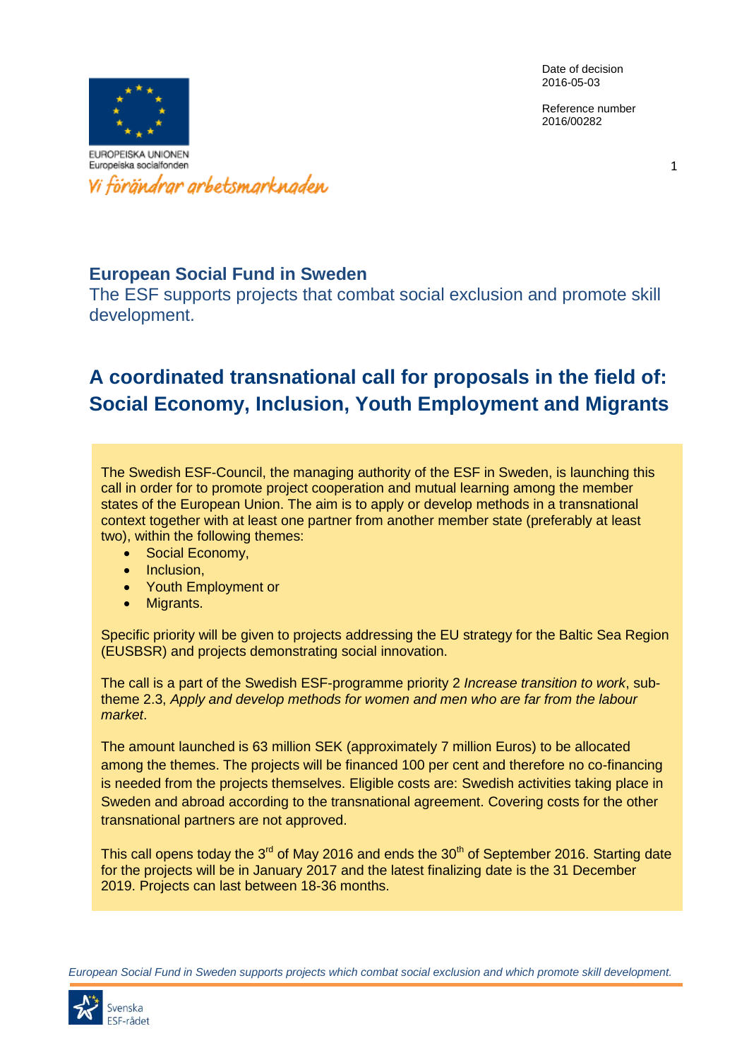EUROPEISKA UNIONEN
Europeiska socialfonden
*Vi förändrar arbetsmarknaden*

Date of decision
2016-05-03

Reference number
2016/00282

## European Social Fund in Sweden

The ESF supports projects that combat social exclusion and promote skill development.

# A coordinated transnational call for proposals in the field of: Social Economy, Inclusion, Youth Employment and Migrants

The Swedish ESF-Council, the managing authority of the ESF in Sweden, is launching this call in order for to promote project cooperation and mutual learning among the member states of the European Union. The aim is to apply or develop methods in a transnational context together with at least one partner from another member state (preferably at least two), within the following themes:

- Social Economy,
- Inclusion,
- Youth Employment or
- Migrants.

Specific priority will be given to projects addressing the EU strategy for the Baltic Sea Region (EUSBSR) and projects demonstrating social innovation.

The call is a part of the Swedish ESF-programme priority 2 *Increase transition to work*, sub-theme 2.3, *Apply and develop methods for women and men who are far from the labour market*.

The amount launched is 63 million SEK (approximately 7 million Euros) to be allocated among the themes. The projects will be financed 100 per cent and therefore no co-financing is needed from the projects themselves. Eligible costs are: Swedish activities taking place in Sweden and abroad according to the transnational agreement. Covering costs for the other transnational partners are not approved.

This call opens today the 3rd of May 2016 and ends the 30th of September 2016. Starting date for the projects will be in January 2017 and the latest finalizing date is the 31 December 2019. Projects can last between 18-36 months.

*European Social Fund in Sweden supports projects which combat social exclusion and which promote skill development.*

Svenska ESF-rådet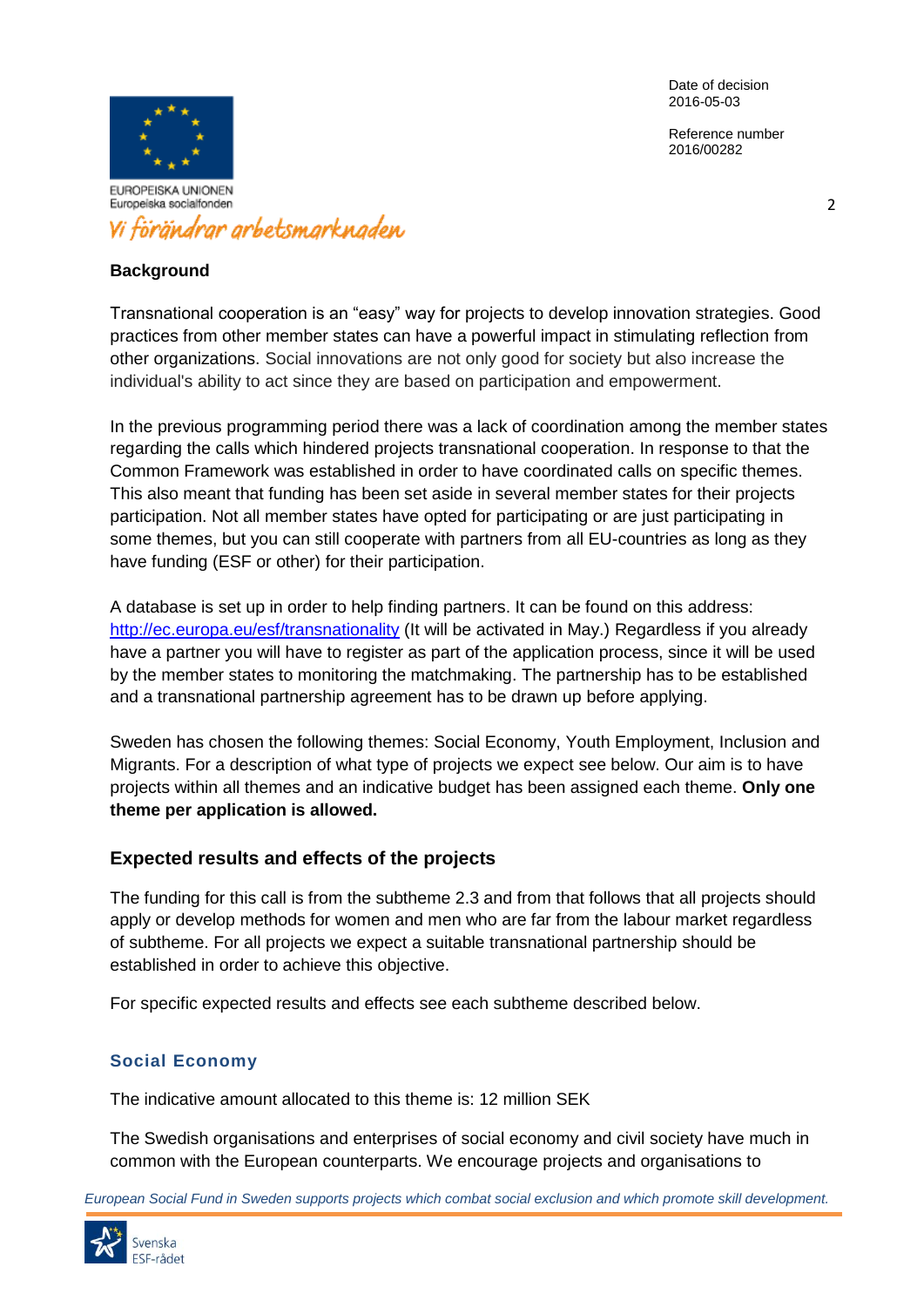## Background

Transnational cooperation is an "easy" way for projects to develop innovation strategies. Good practices from other member states can have a powerful impact in stimulating reflection from other organizations. Social innovations are not only good for society but also increase the individual's ability to act since they are based on participation and empowerment.

In the previous programming period there was a lack of coordination among the member states regarding the calls which hindered projects transnational cooperation. In response to that the Common Framework was established in order to have coordinated calls on specific themes. This also meant that funding has been set aside in several member states for their projects participation. Not all member states have opted for participating or are just participating in some themes, but you can still cooperate with partners from all EU-countries as long as they have funding (ESF or other) for their participation.

A database is set up in order to help finding partners. It can be found on this address: [http://ec.europa.eu/esf/transnationality](http://ec.europa.eu/esf/transnationality) (It will be activated in May.) Regardless if you already have a partner you will have to register as part of the application process, since it will be used by the member states to monitoring the matchmaking. The partnership has to be established and a transnational partnership agreement has to be drawn up before applying.

Sweden has chosen the following themes: Social Economy, Youth Employment, Inclusion and Migrants. For a description of what type of projects we expect see below. Our aim is to have projects within all themes and an indicative budget has been assigned each theme. **Only one theme per application is allowed.**

## Expected results and effects of the projects

The funding for this call is from the subtheme 2.3 and from that follows that all projects should apply or develop methods for women and men who are far from the labour market regardless of subtheme. For all projects we expect a suitable transnational partnership should be established in order to achieve this objective.

For specific expected results and effects see each subtheme described below.

### Social Economy

The indicative amount allocated to this theme is: 12 million SEK

The Swedish organisations and enterprises of social economy and civil society have much in common with the European counterparts. We encourage projects and organisations to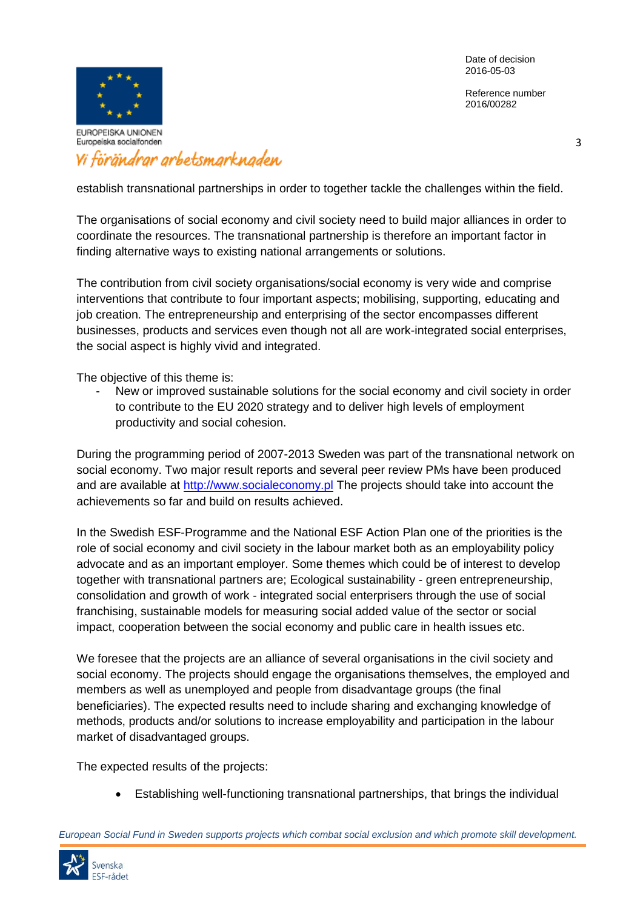establish transnational partnerships in order to together tackle the challenges within the field.

The organisations of social economy and civil society need to build major alliances in order to coordinate the resources. The transnational partnership is therefore an important factor in finding alternative ways to existing national arrangements or solutions.

The contribution from civil society organisations/social economy is very wide and comprise interventions that contribute to four important aspects; mobilising, supporting, educating and job creation. The entrepreneurship and enterprising of the sector encompasses different businesses, products and services even though not all are work-integrated social enterprises, the social aspect is highly vivid and integrated.

The objective of this theme is:

- New or improved sustainable solutions for the social economy and civil society in order to contribute to the EU 2020 strategy and to deliver high levels of employment productivity and social cohesion.

During the programming period of 2007-2013 Sweden was part of the transnational network on social economy. Two major result reports and several peer review PMs have been produced and are available at http://www.socialeconomy.pl The projects should take into account the achievements so far and build on results achieved.

In the Swedish ESF-Programme and the National ESF Action Plan one of the priorities is the role of social economy and civil society in the labour market both as an employability policy advocate and as an important employer. Some themes which could be of interest to develop together with transnational partners are; Ecological sustainability - green entrepreneurship, consolidation and growth of work - integrated social enterprisers through the use of social franchising, sustainable models for measuring social added value of the sector or social impact, cooperation between the social economy and public care in health issues etc.

We foresee that the projects are an alliance of several organisations in the civil society and social economy. The projects should engage the organisations themselves, the employed and members as well as unemployed and people from disadvantage groups (the final beneficiaries). The expected results need to include sharing and exchanging knowledge of methods, products and/or solutions to increase employability and participation in the labour market of disadvantaged groups.

The expected results of the projects:

- Establishing well-functioning transnational partnerships, that brings the individual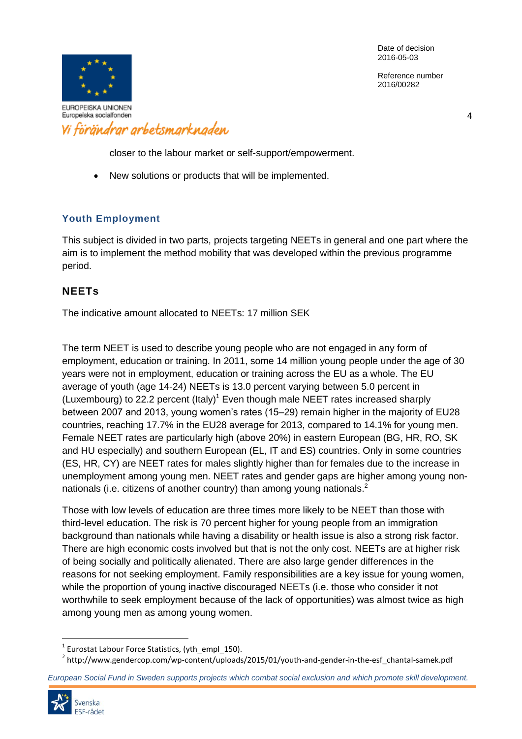closer to the labour market or self-support/empowerment.

- New solutions or products that will be implemented.

## Youth Employment

This subject is divided in two parts, projects targeting NEETs in general and one part where the aim is to implement the method mobility that was developed within the previous programme period.

### NEETs

The indicative amount allocated to NEETs: 17 million SEK

The term NEET is used to describe young people who are not engaged in any form of employment, education or training. In 2011, some 14 million young people under the age of 30 years were not in employment, education or training across the EU as a whole. The EU average of youth (age 14-24) NEETs is 13.0 percent varying between 5.0 percent in (Luxembourg) to 22.2 percent (Italy)[1] Even though male NEET rates increased sharply between 2007 and 2013, young women's rates (15–29) remain higher in the majority of EU28 countries, reaching 17.7% in the EU28 average for 2013, compared to 14.1% for young men. Female NEET rates are particularly high (above 20%) in eastern European (BG, HR, RO, SK and HU especially) and southern European (EL, IT and ES) countries. Only in some countries (ES, HR, CY) are NEET rates for males slightly higher than for females due to the increase in unemployment among young men. NEET rates and gender gaps are higher among young non-nationals (i.e. citizens of another country) than among young nationals.[2]

Those with low levels of education are three times more likely to be NEET than those with third-level education. The risk is 70 percent higher for young people from an immigration background than nationals while having a disability or health issue is also a strong risk factor. There are high economic costs involved but that is not the only cost. NEETs are at higher risk of being socially and politically alienated. There are also large gender differences in the reasons for not seeking employment. Family responsibilities are a key issue for young women, while the proportion of young inactive discouraged NEETs (i.e. those who consider it not worthwhile to seek employment because of the lack of opportunities) was almost twice as high among young men as among young women.

[1] Eurostat Labour Force Statistics, (yth_empl_150).

[2] http://www.gendercop.com/wp-content/uploads/2015/01/youth-and-gender-in-the-esf_chantal-samek.pdf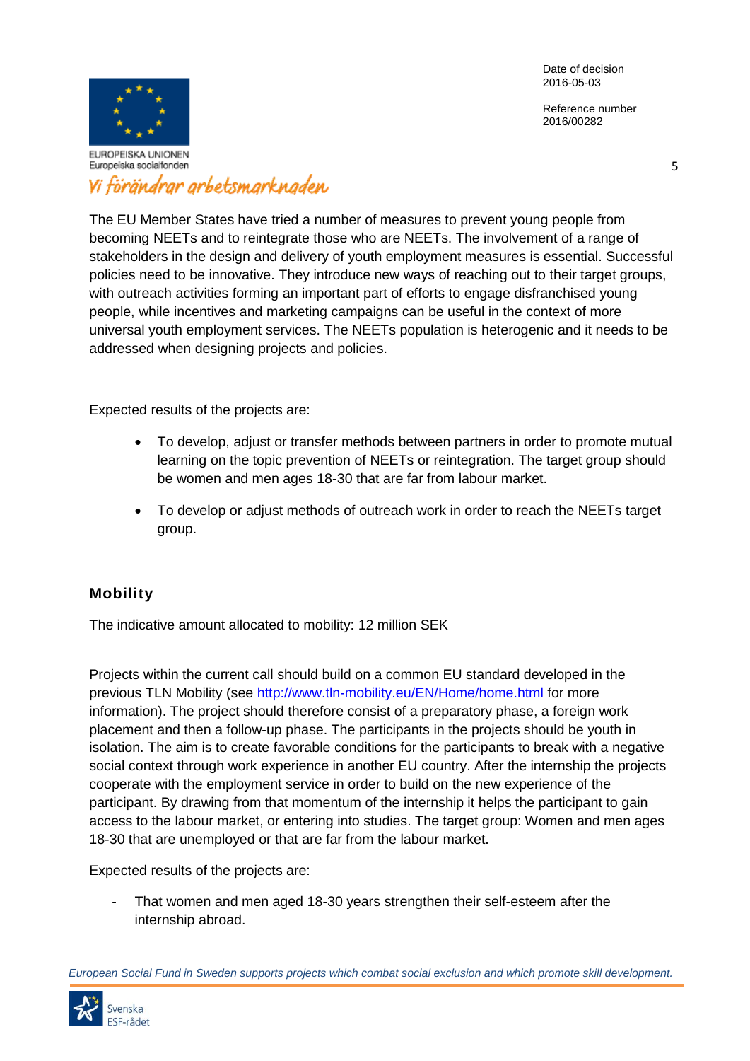The EU Member States have tried a number of measures to prevent young people from becoming NEETs and to reintegrate those who are NEETs. The involvement of a range of stakeholders in the design and delivery of youth employment measures is essential. Successful policies need to be innovative. They introduce new ways of reaching out to their target groups, with outreach activities forming an important part of efforts to engage disfranchised young people, while incentives and marketing campaigns can be useful in the context of more universal youth employment services. The NEETs population is heterogenic and it needs to be addressed when designing projects and policies.

Expected results of the projects are:

- To develop, adjust or transfer methods between partners in order to promote mutual learning on the topic prevention of NEETs or reintegration. The target group should be women and men ages 18-30 that are far from labour market.
- To develop or adjust methods of outreach work in order to reach the NEETs target group.

## Mobility

The indicative amount allocated to mobility: 12 million SEK

Projects within the current call should build on a common EU standard developed in the previous TLN Mobility (see http://www.tln-mobility.eu/EN/Home/home.html for more information). The project should therefore consist of a preparatory phase, a foreign work placement and then a follow-up phase. The participants in the projects should be youth in isolation. The aim is to create favorable conditions for the participants to break with a negative social context through work experience in another EU country. After the internship the projects cooperate with the employment service in order to build on the new experience of the participant. By drawing from that momentum of the internship it helps the participant to gain access to the labour market, or entering into studies. The target group: Women and men ages 18-30 that are unemployed or that are far from the labour market.

Expected results of the projects are:

- That women and men aged 18-30 years strengthen their self-esteem after the internship abroad.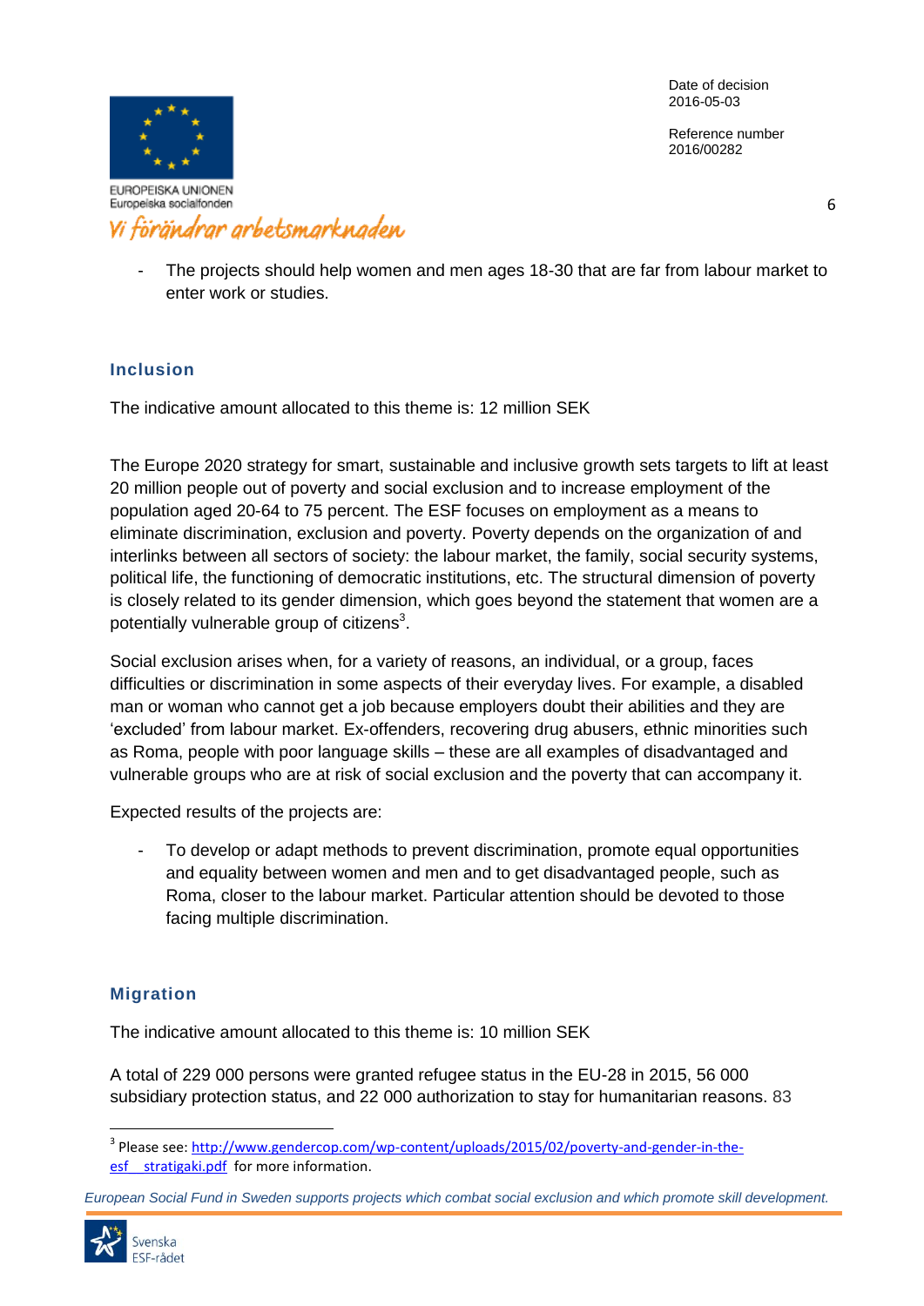- The projects should help women and men ages 18-30 that are far from labour market to enter work or studies.

### Inclusion

The indicative amount allocated to this theme is: 12 million SEK

The Europe 2020 strategy for smart, sustainable and inclusive growth sets targets to lift at least 20 million people out of poverty and social exclusion and to increase employment of the population aged 20-64 to 75 percent. The ESF focuses on employment as a means to eliminate discrimination, exclusion and poverty. Poverty depends on the organization of and interlinks between all sectors of society: the labour market, the family, social security systems, political life, the functioning of democratic institutions, etc. The structural dimension of poverty is closely related to its gender dimension, which goes beyond the statement that women are a potentially vulnerable group of citizens[3].

Social exclusion arises when, for a variety of reasons, an individual, or a group, faces difficulties or discrimination in some aspects of their everyday lives. For example, a disabled man or woman who cannot get a job because employers doubt their abilities and they are 'excluded' from labour market. Ex-offenders, recovering drug abusers, ethnic minorities such as Roma, people with poor language skills – these are all examples of disadvantaged and vulnerable groups who are at risk of social exclusion and the poverty that can accompany it.

Expected results of the projects are:

- To develop or adapt methods to prevent discrimination, promote equal opportunities and equality between women and men and to get disadvantaged people, such as Roma, closer to the labour market. Particular attention should be devoted to those facing multiple discrimination.

### Migration

The indicative amount allocated to this theme is: 10 million SEK

A total of 229 000 persons were granted refugee status in the EU-28 in 2015, 56 000 subsidiary protection status, and 22 000 authorization to stay for humanitarian reasons. 83

[3] Please see: http://www.gendercop.com/wp-content/uploads/2015/02/poverty-and-gender-in-the-esf__stratigaki.pdf for more information.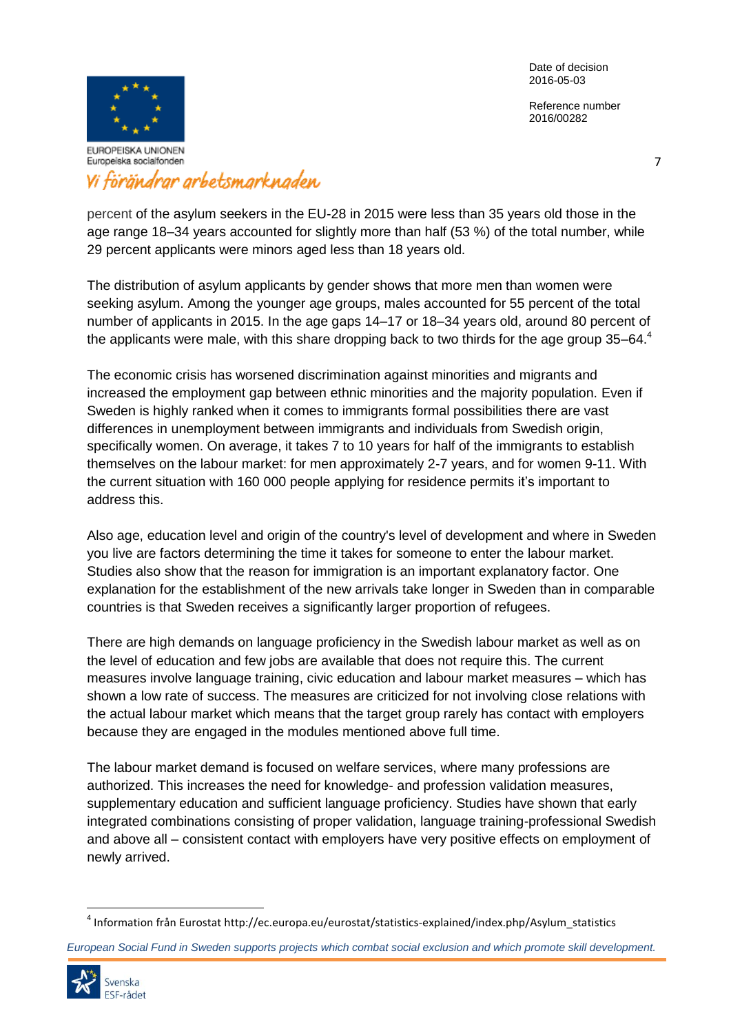percent of the asylum seekers in the EU-28 in 2015 were less than 35 years old those in the age range 18–34 years accounted for slightly more than half (53 %) of the total number, while 29 percent applicants were minors aged less than 18 years old.

The distribution of asylum applicants by gender shows that more men than women were seeking asylum. Among the younger age groups, males accounted for 55 percent of the total number of applicants in 2015. In the age gaps 14–17 or 18–34 years old, around 80 percent of the applicants were male, with this share dropping back to two thirds for the age group 35–64.[4]

The economic crisis has worsened discrimination against minorities and migrants and increased the employment gap between ethnic minorities and the majority population. Even if Sweden is highly ranked when it comes to immigrants formal possibilities there are vast differences in unemployment between immigrants and individuals from Swedish origin, specifically women. On average, it takes 7 to 10 years for half of the immigrants to establish themselves on the labour market: for men approximately 2-7 years, and for women 9-11. With the current situation with 160 000 people applying for residence permits it's important to address this.

Also age, education level and origin of the country's level of development and where in Sweden you live are factors determining the time it takes for someone to enter the labour market. Studies also show that the reason for immigration is an important explanatory factor. One explanation for the establishment of the new arrivals take longer in Sweden than in comparable countries is that Sweden receives a significantly larger proportion of refugees.

There are high demands on language proficiency in the Swedish labour market as well as on the level of education and few jobs are available that does not require this. The current measures involve language training, civic education and labour market measures – which has shown a low rate of success. The measures are criticized for not involving close relations with the actual labour market which means that the target group rarely has contact with employers because they are engaged in the modules mentioned above full time.

The labour market demand is focused on welfare services, where many professions are authorized. This increases the need for knowledge- and profession validation measures, supplementary education and sufficient language proficiency. Studies have shown that early integrated combinations consisting of proper validation, language training-professional Swedish and above all – consistent contact with employers have very positive effects on employment of newly arrived.

[4] Information från Eurostat http://ec.europa.eu/eurostat/statistics-explained/index.php/Asylum_statistics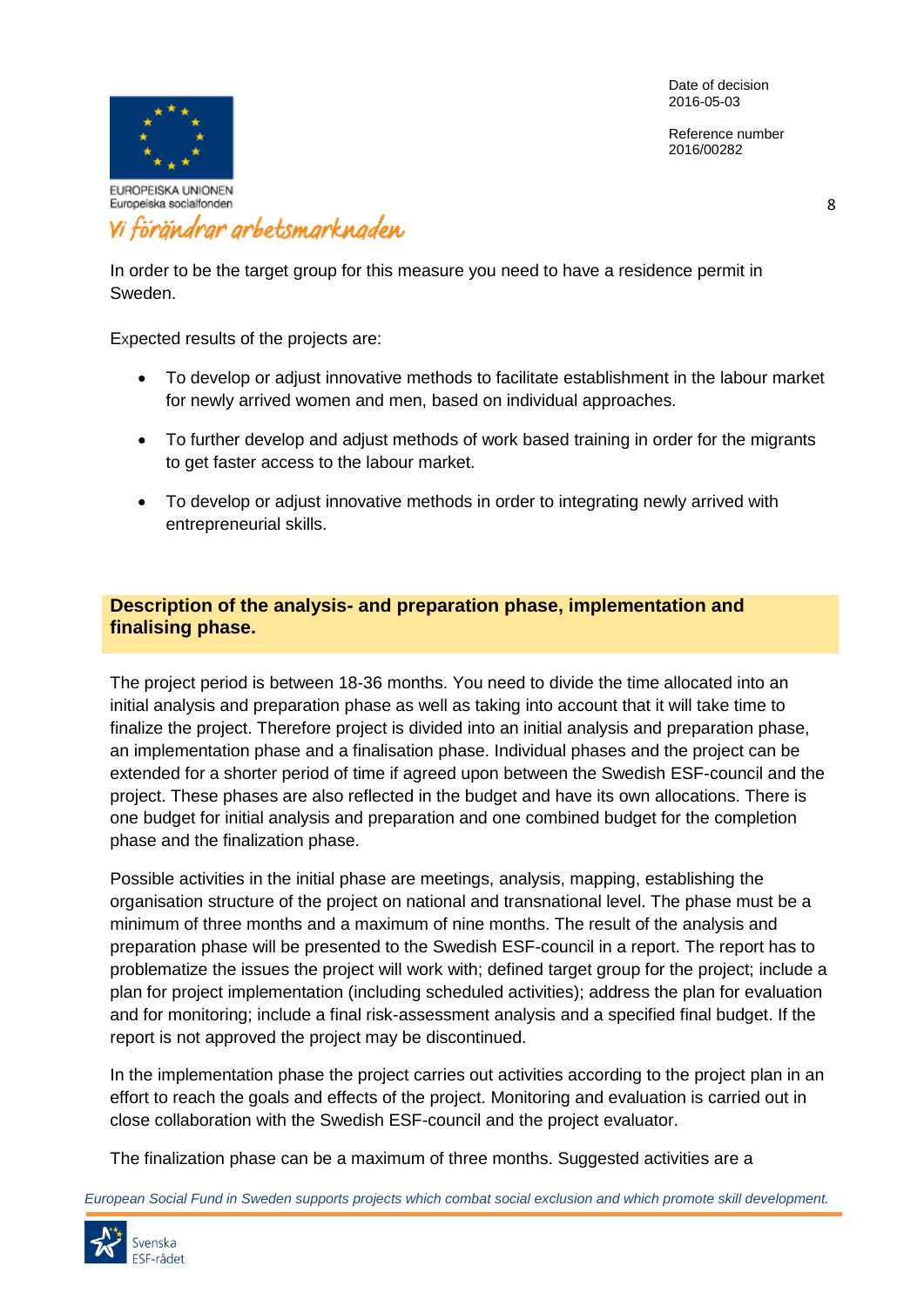In order to be the target group for this measure you need to have a residence permit in Sweden.

Expected results of the projects are:

- To develop or adjust innovative methods to facilitate establishment in the labour market for newly arrived women and men, based on individual approaches.
- To further develop and adjust methods of work based training in order for the migrants to get faster access to the labour market.
- To develop or adjust innovative methods in order to integrating newly arrived with entrepreneurial skills.

## Description of the analysis- and preparation phase, implementation and finalising phase.

The project period is between 18-36 months. You need to divide the time allocated into an initial analysis and preparation phase as well as taking into account that it will take time to finalize the project. Therefore project is divided into an initial analysis and preparation phase, an implementation phase and a finalisation phase. Individual phases and the project can be extended for a shorter period of time if agreed upon between the Swedish ESF-council and the project. These phases are also reflected in the budget and have its own allocations. There is one budget for initial analysis and preparation and one combined budget for the completion phase and the finalization phase.

Possible activities in the initial phase are meetings, analysis, mapping, establishing the organisation structure of the project on national and transnational level. The phase must be a minimum of three months and a maximum of nine months. The result of the analysis and preparation phase will be presented to the Swedish ESF-council in a report. The report has to problematize the issues the project will work with; defined target group for the project; include a plan for project implementation (including scheduled activities); address the plan for evaluation and for monitoring; include a final risk-assessment analysis and a specified final budget. If the report is not approved the project may be discontinued.

In the implementation phase the project carries out activities according to the project plan in an effort to reach the goals and effects of the project. Monitoring and evaluation is carried out in close collaboration with the Swedish ESF-council and the project evaluator.

The finalization phase can be a maximum of three months. Suggested activities are a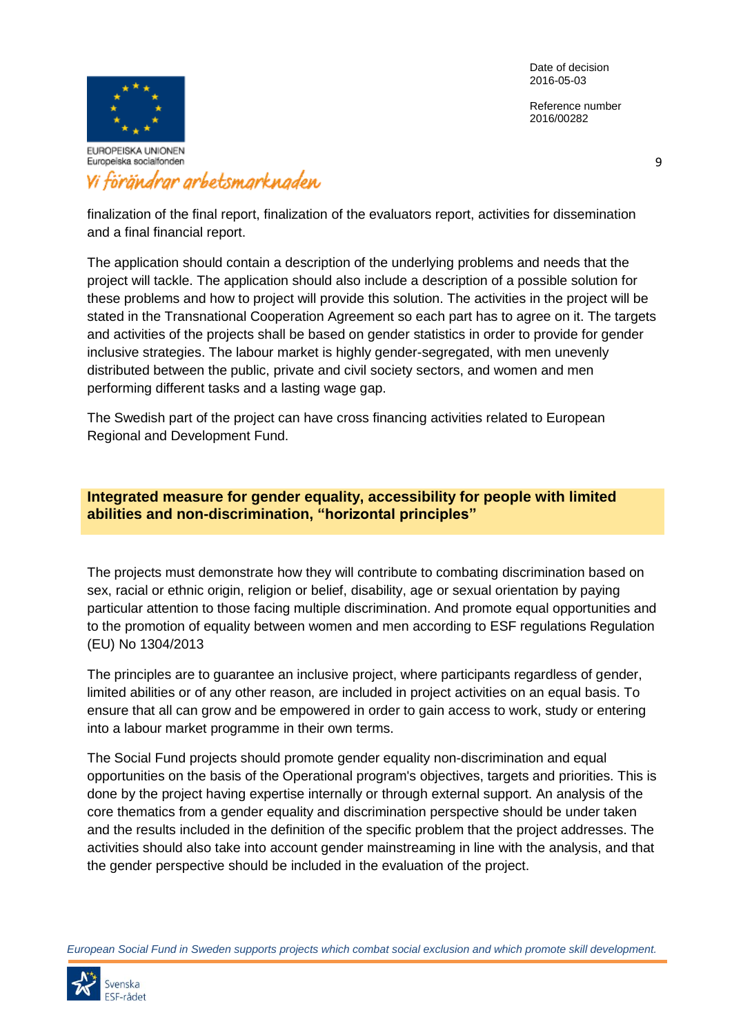finalization of the final report, finalization of the evaluators report, activities for dissemination and a final financial report.

The application should contain a description of the underlying problems and needs that the project will tackle. The application should also include a description of a possible solution for these problems and how to project will provide this solution. The activities in the project will be stated in the Transnational Cooperation Agreement so each part has to agree on it. The targets and activities of the projects shall be based on gender statistics in order to provide for gender inclusive strategies. The labour market is highly gender-segregated, with men unevenly distributed between the public, private and civil society sectors, and women and men performing different tasks and a lasting wage gap.

The Swedish part of the project can have cross financing activities related to European Regional and Development Fund.

## Integrated measure for gender equality, accessibility for people with limited abilities and non-discrimination, "horizontal principles"

The projects must demonstrate how they will contribute to combating discrimination based on sex, racial or ethnic origin, religion or belief, disability, age or sexual orientation by paying particular attention to those facing multiple discrimination. And promote equal opportunities and to the promotion of equality between women and men according to ESF regulations Regulation (EU) No 1304/2013

The principles are to guarantee an inclusive project, where participants regardless of gender, limited abilities or of any other reason, are included in project activities on an equal basis. To ensure that all can grow and be empowered in order to gain access to work, study or entering into a labour market programme in their own terms.

The Social Fund projects should promote gender equality non-discrimination and equal opportunities on the basis of the Operational program's objectives, targets and priorities. This is done by the project having expertise internally or through external support. An analysis of the core thematics from a gender equality and discrimination perspective should be under taken and the results included in the definition of the specific problem that the project addresses. The activities should also take into account gender mainstreaming in line with the analysis, and that the gender perspective should be included in the evaluation of the project.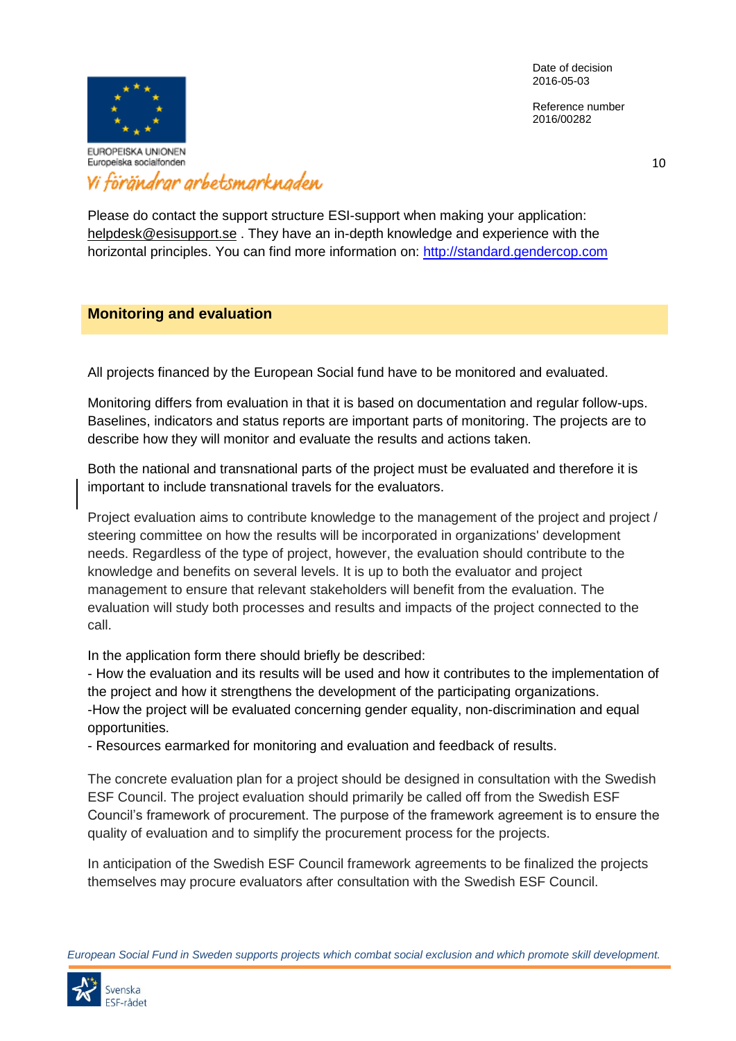Please do contact the support structure ESI-support when making your application: helpdesk@esisupport.se . They have an in-depth knowledge and experience with the horizontal principles. You can find more information on: http://standard.gendercop.com

## Monitoring and evaluation

All projects financed by the European Social fund have to be monitored and evaluated.

Monitoring differs from evaluation in that it is based on documentation and regular follow-ups. Baselines, indicators and status reports are important parts of monitoring. The projects are to describe how they will monitor and evaluate the results and actions taken.

Both the national and transnational parts of the project must be evaluated and therefore it is important to include transnational travels for the evaluators.

Project evaluation aims to contribute knowledge to the management of the project and project / steering committee on how the results will be incorporated in organizations' development needs. Regardless of the type of project, however, the evaluation should contribute to the knowledge and benefits on several levels. It is up to both the evaluator and project management to ensure that relevant stakeholders will benefit from the evaluation. The evaluation will study both processes and results and impacts of the project connected to the call.

In the application form there should briefly be described:

- How the evaluation and its results will be used and how it contributes to the implementation of the project and how it strengthens the development of the participating organizations.
- How the project will be evaluated concerning gender equality, non-discrimination and equal opportunities.
- Resources earmarked for monitoring and evaluation and feedback of results.

The concrete evaluation plan for a project should be designed in consultation with the Swedish ESF Council. The project evaluation should primarily be called off from the Swedish ESF Council's framework of procurement. The purpose of the framework agreement is to ensure the quality of evaluation and to simplify the procurement process for the projects.

In anticipation of the Swedish ESF Council framework agreements to be finalized the projects themselves may procure evaluators after consultation with the Swedish ESF Council.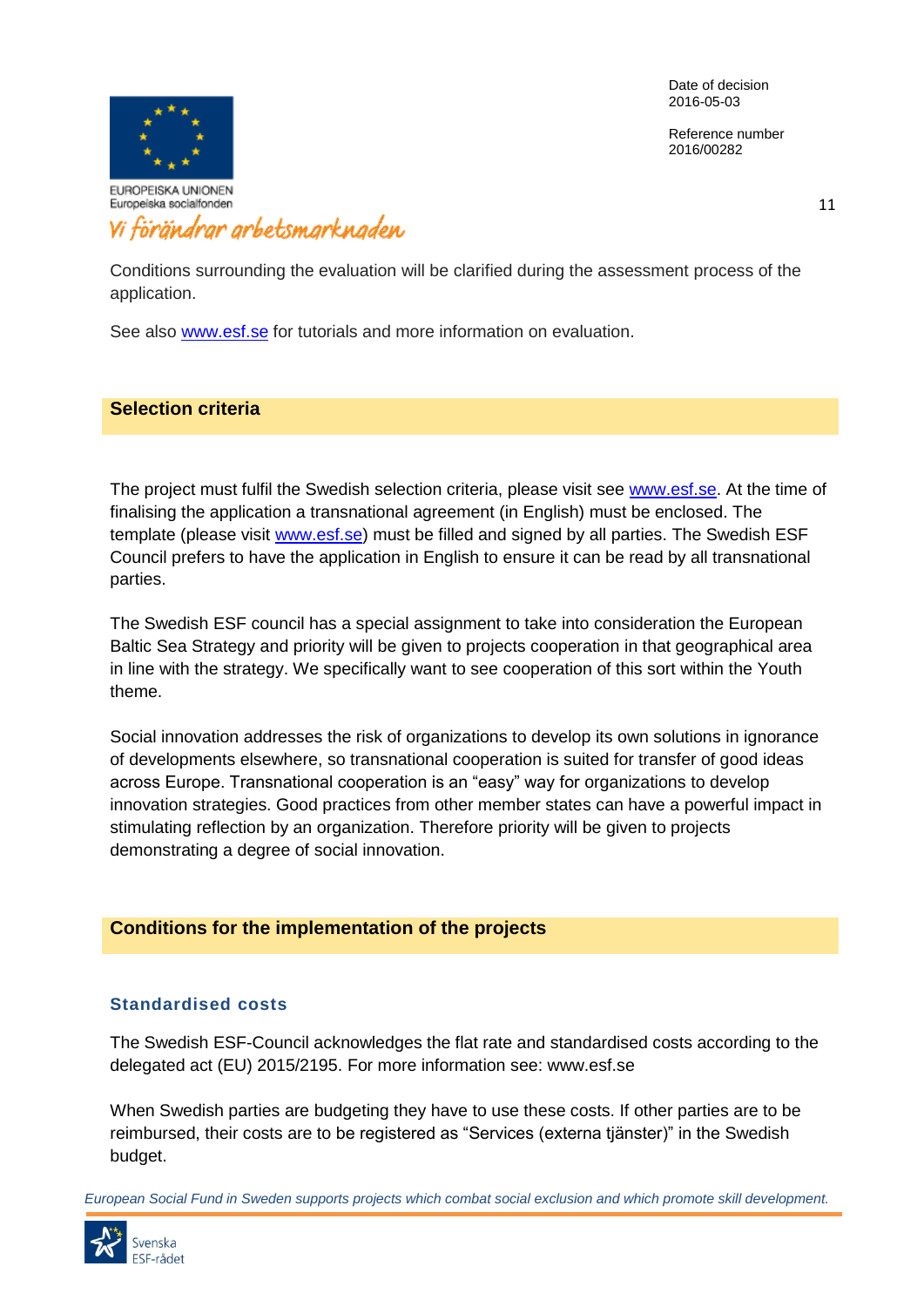Conditions surrounding the evaluation will be clarified during the assessment process of the application.

See also www.esf.se for tutorials and more information on evaluation.

## Selection criteria

The project must fulfil the Swedish selection criteria, please visit see www.esf.se. At the time of finalising the application a transnational agreement (in English) must be enclosed. The template (please visit www.esf.se) must be filled and signed by all parties. The Swedish ESF Council prefers to have the application in English to ensure it can be read by all transnational parties.

The Swedish ESF council has a special assignment to take into consideration the European Baltic Sea Strategy and priority will be given to projects cooperation in that geographical area in line with the strategy. We specifically want to see cooperation of this sort within the Youth theme.

Social innovation addresses the risk of organizations to develop its own solutions in ignorance of developments elsewhere, so transnational cooperation is suited for transfer of good ideas across Europe. Transnational cooperation is an "easy" way for organizations to develop innovation strategies. Good practices from other member states can have a powerful impact in stimulating reflection by an organization. Therefore priority will be given to projects demonstrating a degree of social innovation.

## Conditions for the implementation of the projects

### Standardised costs

The Swedish ESF-Council acknowledges the flat rate and standardised costs according to the delegated act (EU) 2015/2195. For more information see: www.esf.se

When Swedish parties are budgeting they have to use these costs. If other parties are to be reimbursed, their costs are to be registered as "Services (externa tjänster)" in the Swedish budget.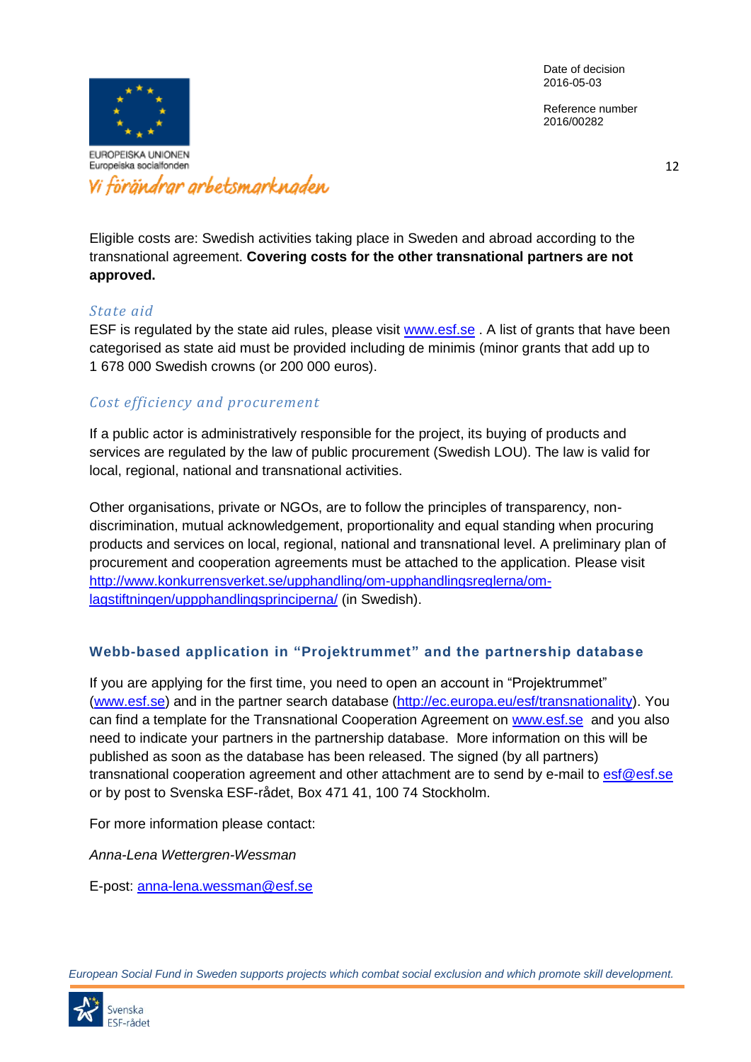Eligible costs are: Swedish activities taking place in Sweden and abroad according to the transnational agreement. **Covering costs for the other transnational partners are not approved.**

### *State aid*

ESF is regulated by the state aid rules, please visit www.esf.se . A list of grants that have been categorised as state aid must be provided including de minimis (minor grants that add up to 1 678 000 Swedish crowns (or 200 000 euros).

### *Cost efficiency and procurement*

If a public actor is administratively responsible for the project, its buying of products and services are regulated by the law of public procurement (Swedish LOU). The law is valid for local, regional, national and transnational activities.

Other organisations, private or NGOs, are to follow the principles of transparency, non-discrimination, mutual acknowledgement, proportionality and equal standing when procuring products and services on local, regional, national and transnational level. A preliminary plan of procurement and cooperation agreements must be attached to the application. Please visit http://www.konkurrensverket.se/upphandling/om-upphandlingsreglerna/om-lagstiftningen/uppphandlingsprinciperna/ (in Swedish).

## Webb-based application in "Projektrummet" and the partnership database

If you are applying for the first time, you need to open an account in "Projektrummet" (www.esf.se) and in the partner search database (http://ec.europa.eu/esf/transnationality). You can find a template for the Transnational Cooperation Agreement on www.esf.se and you also need to indicate your partners in the partnership database. More information on this will be published as soon as the database has been released. The signed (by all partners) transnational cooperation agreement and other attachment are to send by e-mail to esf@esf.se or by post to Svenska ESF-rådet, Box 471 41, 100 74 Stockholm.

For more information please contact:

*Anna-Lena Wettergren-Wessman*

E-post: anna-lena.wessman@esf.se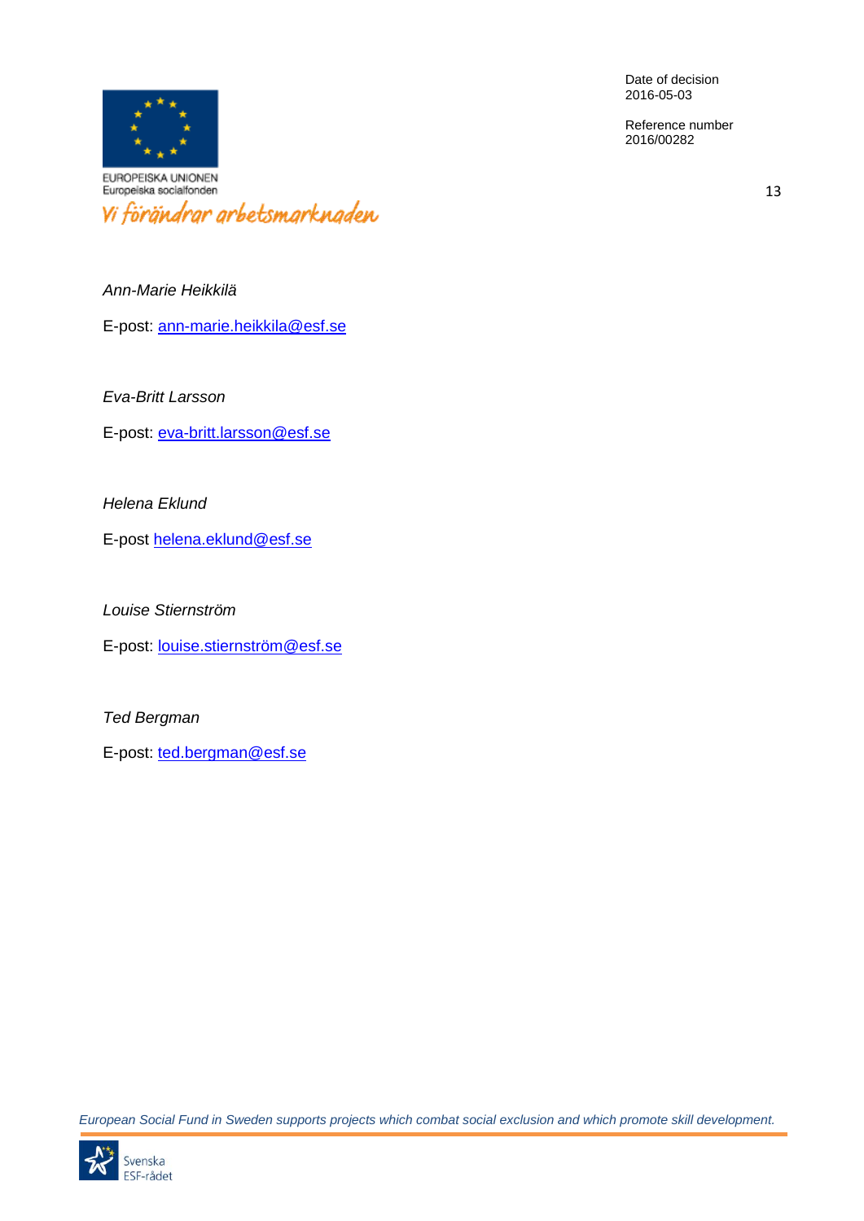Date of decision
2016-05-03

Reference number
2016/00282

*Ann-Marie Heikkilä*

E-post: ann-marie.heikkila@esf.se

*Eva-Britt Larsson*

E-post: eva-britt.larsson@esf.se

*Helena Eklund*

E-post helena.eklund@esf.se

*Louise Stiernström*

E-post: louise.stiernström@esf.se

*Ted Bergman*

E-post: ted.bergman@esf.se